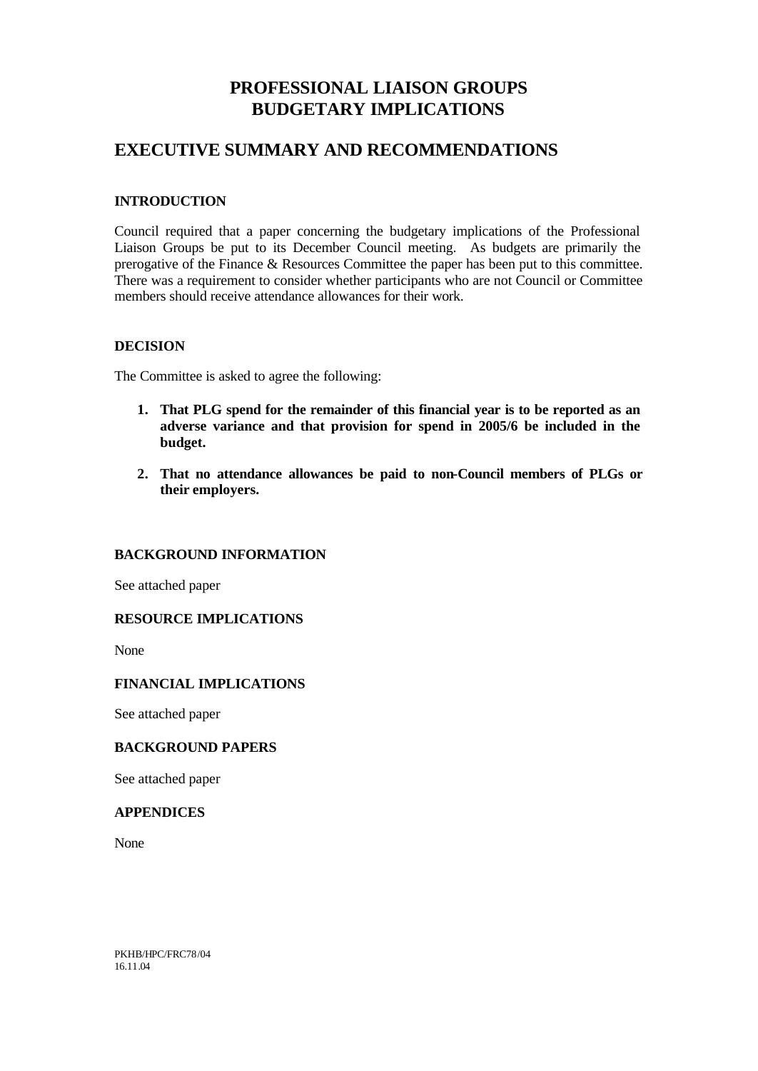# PROFESSIONAL LIAISON GROUPS BUDGETARY IMPLICATIONS

## EXECUTIVE SUMMARY AND RECOMMENDATIONS

### INTRODUCTION

Council required that a paper concerning the budgetary implications of the Professional Liaison Groups be put to its December Council meeting. As budgets are primarily the prerogative of the Finance & Resources Committee the paper has been put to this committee. There was a requirement to consider whether participants who are not Council or Committee members should receive attendance allowances for their work.

### DECISION

The Committee is asked to agree the following:

1. **That PLG spend for the remainder of this financial year is to be reported as an adverse variance and that provision for spend in 2005/6 be included in the budget.**
2. **That no attendance allowances be paid to non-Council members of PLGs or their employers.**

### BACKGROUND INFORMATION

See attached paper

### RESOURCE IMPLICATIONS

None

### FINANCIAL IMPLICATIONS

See attached paper

### BACKGROUND PAPERS

See attached paper

### APPENDICES

None

PKHB/HPC/FRC78/04
16.11.04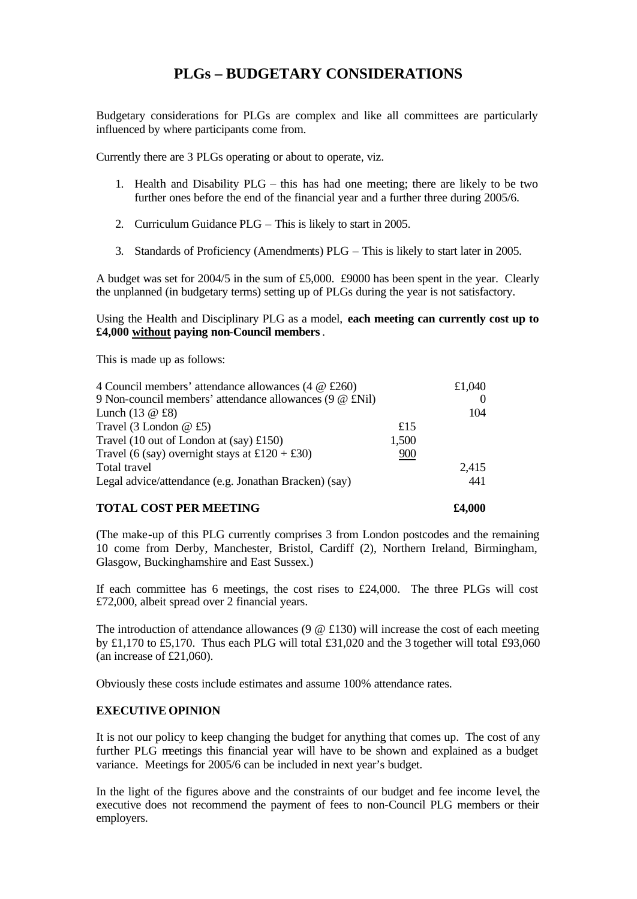# PLGs – BUDGETARY CONSIDERATIONS

Budgetary considerations for PLGs are complex and like all committees are particularly influenced by where participants come from.

Currently there are 3 PLGs operating or about to operate, viz.

1. Health and Disability PLG – this has had one meeting; there are likely to be two further ones before the end of the financial year and a further three during 2005/6.
2. Curriculum Guidance PLG – This is likely to start in 2005.
3. Standards of Proficiency (Amendments) PLG – This is likely to start later in 2005.

A budget was set for 2004/5 in the sum of £5,000. £9000 has been spent in the year. Clearly the unplanned (in budgetary terms) setting up of PLGs during the year is not satisfactory.

Using the Health and Disciplinary PLG as a model, **each meeting can currently cost up to £4,000 <u>without</u> paying non-Council members**.

This is made up as follows:

| | | |
|---|---|---|
| 4 Council members' attendance allowances (4 @ £260) | | £1,040 |
| 9 Non-council members' attendance allowances (9 @ £Nil) | | 0 |
| Lunch (13 @ £8) | | 104 |
| Travel (3 London @ £5) | £15 | |
| Travel (10 out of London at (say) £150) | 1,500 | |
| Travel (6 (say) overnight stays at £120 + £30) | 900 | |
| Total travel | | 2,415 |
| Legal advice/attendance (e.g. Jonathan Bracken) (say) | | 441 |
| **TOTAL COST PER MEETING** | | **£4,000** |

(The make-up of this PLG currently comprises 3 from London postcodes and the remaining 10 come from Derby, Manchester, Bristol, Cardiff (2), Northern Ireland, Birmingham, Glasgow, Buckinghamshire and East Sussex.)

If each committee has 6 meetings, the cost rises to £24,000. The three PLGs will cost £72,000, albeit spread over 2 financial years.

The introduction of attendance allowances (9 @ £130) will increase the cost of each meeting by £1,170 to £5,170. Thus each PLG will total £31,020 and the 3 together will total £93,060 (an increase of £21,060).

Obviously these costs include estimates and assume 100% attendance rates.

**EXECUTIVE OPINION**

It is not our policy to keep changing the budget for anything that comes up. The cost of any further PLG meetings this financial year will have to be shown and explained as a budget variance. Meetings for 2005/6 can be included in next year's budget.

In the light of the figures above and the constraints of our budget and fee income level, the executive does not recommend the payment of fees to non-Council PLG members or their employers.